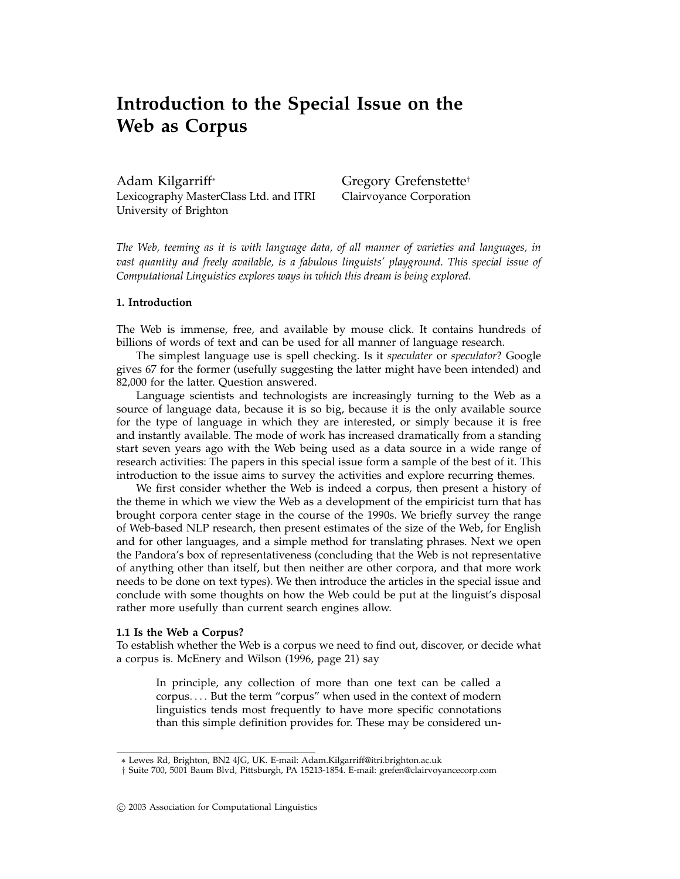# Introduction to the Special Issue on the Web as Corpus

Adam Kilgarriff[*]
Lexicography MasterClass Ltd. and ITRI
University of Brighton

Gregory Grefenstette[†]
Clairvoyance Corporation

*The Web, teeming as it is with language data, of all manner of varieties and languages, in vast quantity and freely available, is a fabulous linguists' playground. This special issue of Computational Linguistics explores ways in which this dream is being explored.*

## 1. Introduction

The Web is immense, free, and available by mouse click. It contains hundreds of billions of words of text and can be used for all manner of language research.

The simplest language use is spell checking. Is it *speculater* or *speculator*? Google gives 67 for the former (usefully suggesting the latter might have been intended) and 82,000 for the latter. Question answered.

Language scientists and technologists are increasingly turning to the Web as a source of language data, because it is so big, because it is the only available source for the type of language in which they are interested, or simply because it is free and instantly available. The mode of work has increased dramatically from a standing start seven years ago with the Web being used as a data source in a wide range of research activities: The papers in this special issue form a sample of the best of it. This introduction to the issue aims to survey the activities and explore recurring themes.

We first consider whether the Web is indeed a corpus, then present a history of the theme in which we view the Web as a development of the empiricist turn that has brought corpora center stage in the course of the 1990s. We briefly survey the range of Web-based NLP research, then present estimates of the size of the Web, for English and for other languages, and a simple method for translating phrases. Next we open the Pandora's box of representativeness (concluding that the Web is not representative of anything other than itself, but then neither are other corpora, and that more work needs to be done on text types). We then introduce the articles in the special issue and conclude with some thoughts on how the Web could be put at the linguist's disposal rather more usefully than current search engines allow.

### 1.1 Is the Web a Corpus?

To establish whether the Web is a corpus we need to find out, discover, or decide what a corpus is. McEnery and Wilson (1996, page 21) say

> In principle, any collection of more than one text can be called a corpus.... But the term "corpus" when used in the context of modern linguistics tends most frequently to have more specific connotations than this simple definition provides for. These may be considered un-

[*] Lewes Rd, Brighton, BN2 4JG, UK. E-mail: Adam.Kilgarriff@itri.brighton.ac.uk
[†] Suite 700, 5001 Baum Blvd, Pittsburgh, PA 15213-1854. E-mail: grefen@clairvoyancecorp.com

© 2003 Association for Computational Linguistics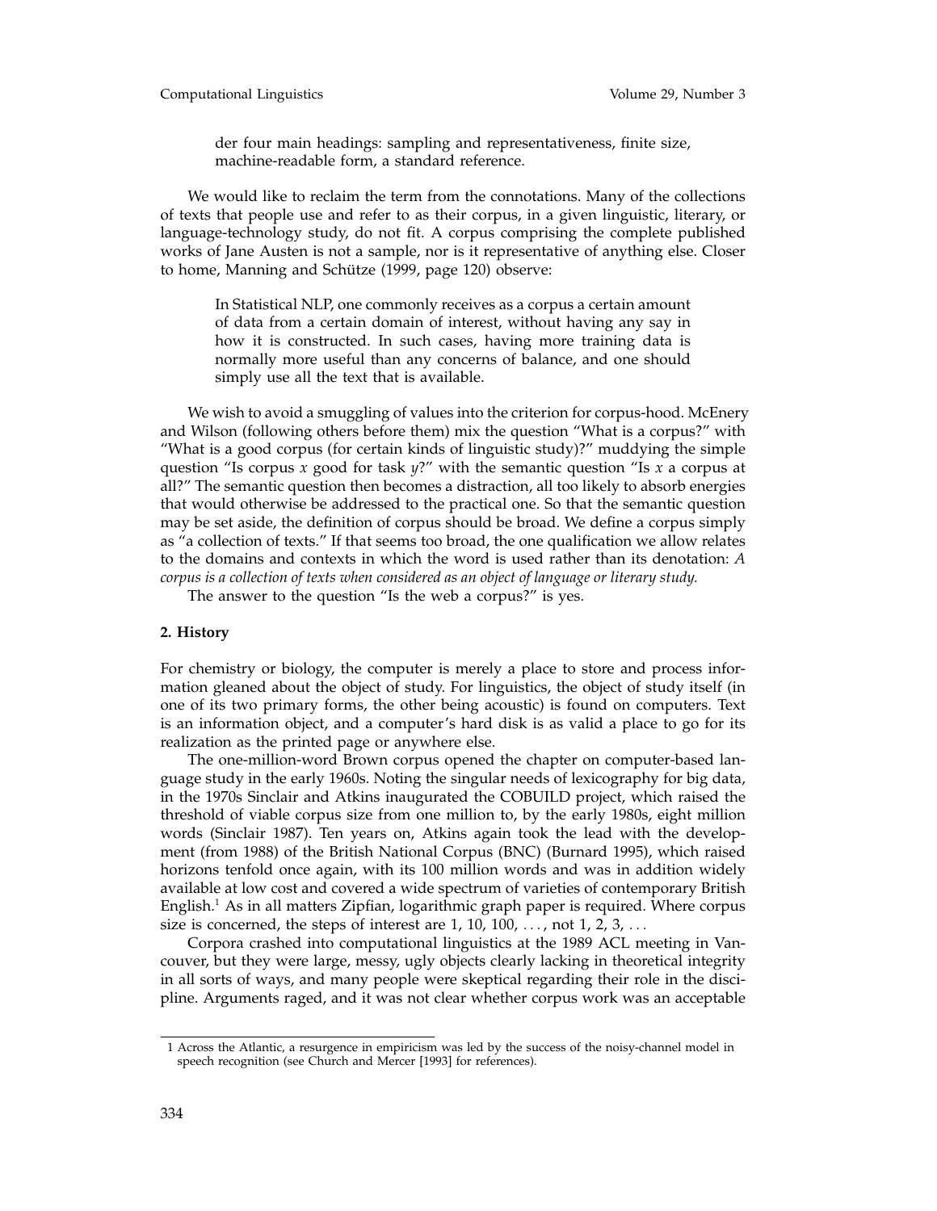der four main headings: sampling and representativeness, finite size, machine-readable form, a standard reference.

We would like to reclaim the term from the connotations. Many of the collections of texts that people use and refer to as their corpus, in a given linguistic, literary, or language-technology study, do not fit. A corpus comprising the complete published works of Jane Austen is not a sample, nor is it representative of anything else. Closer to home, Manning and Schütze (1999, page 120) observe:

> In Statistical NLP, one commonly receives as a corpus a certain amount of data from a certain domain of interest, without having any say in how it is constructed. In such cases, having more training data is normally more useful than any concerns of balance, and one should simply use all the text that is available.

We wish to avoid a smuggling of values into the criterion for corpus-hood. McEnery and Wilson (following others before them) mix the question "What is a corpus?" with "What is a good corpus (for certain kinds of linguistic study)?" muddying the simple question "Is corpus *x* good for task *y*?" with the semantic question "Is *x* a corpus at all?" The semantic question then becomes a distraction, all too likely to absorb energies that would otherwise be addressed to the practical one. So that the semantic question may be set aside, the definition of corpus should be broad. We define a corpus simply as "a collection of texts." If that seems too broad, the one qualification we allow relates to the domains and contexts in which the word is used rather than its denotation: *A corpus is a collection of texts when considered as an object of language or literary study.*

The answer to the question "Is the web a corpus?" is yes.

## 2. History

For chemistry or biology, the computer is merely a place to store and process information gleaned about the object of study. For linguistics, the object of study itself (in one of its two primary forms, the other being acoustic) is found on computers. Text is an information object, and a computer's hard disk is as valid a place to go for its realization as the printed page or anywhere else.

The one-million-word Brown corpus opened the chapter on computer-based language study in the early 1960s. Noting the singular needs of lexicography for big data, in the 1970s Sinclair and Atkins inaugurated the COBUILD project, which raised the threshold of viable corpus size from one million to, by the early 1980s, eight million words (Sinclair 1987). Ten years on, Atkins again took the lead with the development (from 1988) of the British National Corpus (BNC) (Burnard 1995), which raised horizons tenfold once again, with its 100 million words and was in addition widely available at low cost and covered a wide spectrum of varieties of contemporary British English.[1] As in all matters Zipfian, logarithmic graph paper is required. Where corpus size is concerned, the steps of interest are 1, 10, 100, ..., not 1, 2, 3, ...

Corpora crashed into computational linguistics at the 1989 ACL meeting in Vancouver, but they were large, messy, ugly objects clearly lacking in theoretical integrity in all sorts of ways, and many people were skeptical regarding their role in the discipline. Arguments raged, and it was not clear whether corpus work was an acceptable

1 Across the Atlantic, a resurgence in empiricism was led by the success of the noisy-channel model in speech recognition (see Church and Mercer [1993] for references).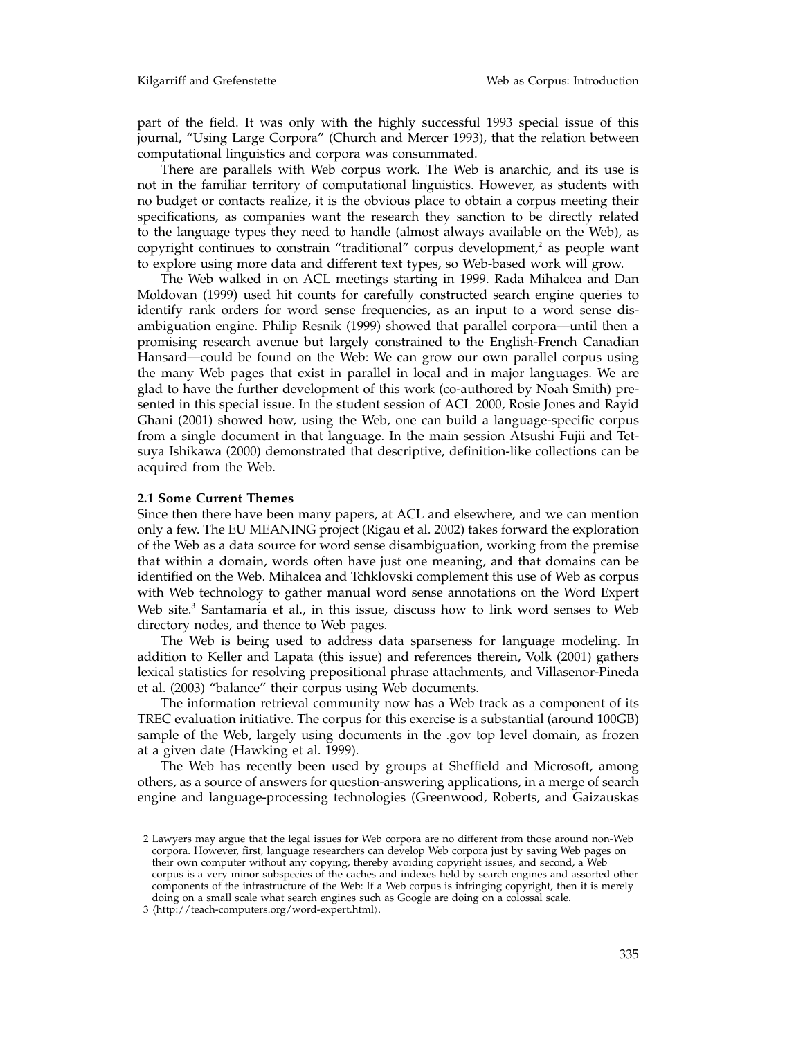part of the field. It was only with the highly successful 1993 special issue of this journal, "Using Large Corpora" (Church and Mercer 1993), that the relation between computational linguistics and corpora was consummated.

There are parallels with Web corpus work. The Web is anarchic, and its use is not in the familiar territory of computational linguistics. However, as students with no budget or contacts realize, it is the obvious place to obtain a corpus meeting their specifications, as companies want the research they sanction to be directly related to the language types they need to handle (almost always available on the Web), as copyright continues to constrain "traditional" corpus development,[2] as people want to explore using more data and different text types, so Web-based work will grow.

The Web walked in on ACL meetings starting in 1999. Rada Mihalcea and Dan Moldovan (1999) used hit counts for carefully constructed search engine queries to identify rank orders for word sense frequencies, as an input to a word sense disambiguation engine. Philip Resnik (1999) showed that parallel corpora—until then a promising research avenue but largely constrained to the English-French Canadian Hansard—could be found on the Web: We can grow our own parallel corpus using the many Web pages that exist in parallel in local and in major languages. We are glad to have the further development of this work (co-authored by Noah Smith) presented in this special issue. In the student session of ACL 2000, Rosie Jones and Rayid Ghani (2001) showed how, using the Web, one can build a language-specific corpus from a single document in that language. In the main session Atsushi Fujii and Tetsuya Ishikawa (2000) demonstrated that descriptive, definition-like collections can be acquired from the Web.

### 2.1 Some Current Themes

Since then there have been many papers, at ACL and elsewhere, and we can mention only a few. The EU MEANING project (Rigau et al. 2002) takes forward the exploration of the Web as a data source for word sense disambiguation, working from the premise that within a domain, words often have just one meaning, and that domains can be identified on the Web. Mihalcea and Tchklovski complement this use of Web as corpus with Web technology to gather manual word sense annotations on the Word Expert Web site.[3] Santamaría et al., in this issue, discuss how to link word senses to Web directory nodes, and thence to Web pages.

The Web is being used to address data sparseness for language modeling. In addition to Keller and Lapata (this issue) and references therein, Volk (2001) gathers lexical statistics for resolving prepositional phrase attachments, and Villasenor-Pineda et al. (2003) "balance" their corpus using Web documents.

The information retrieval community now has a Web track as a component of its TREC evaluation initiative. The corpus for this exercise is a substantial (around 100GB) sample of the Web, largely using documents in the .gov top level domain, as frozen at a given date (Hawking et al. 1999).

The Web has recently been used by groups at Sheffield and Microsoft, among others, as a source of answers for question-answering applications, in a merge of search engine and language-processing technologies (Greenwood, Roberts, and Gaizauskas

---

2 Lawyers may argue that the legal issues for Web corpora are no different from those around non-Web corpora. However, first, language researchers can develop Web corpora just by saving Web pages on their own computer without any copying, thereby avoiding copyright issues, and second, a Web corpus is a very minor subspecies of the caches and indexes held by search engines and assorted other components of the infrastructure of the Web: If a Web corpus is infringing copyright, then it is merely doing on a small scale what search engines such as Google are doing on a colossal scale.

3 ⟨http://teach-computers.org/word-expert.html⟩.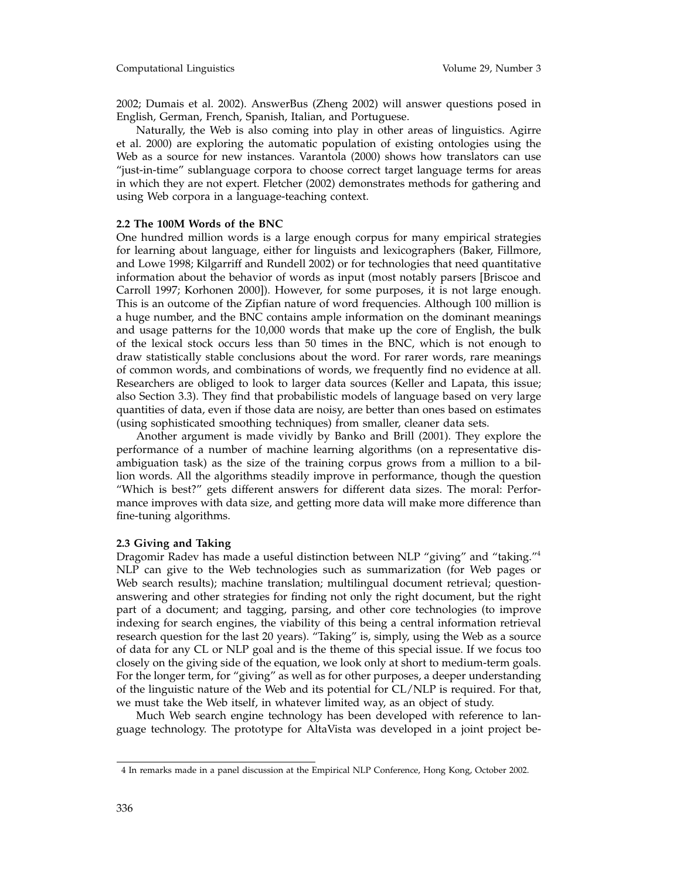2002; Dumais et al. 2002). AnswerBus (Zheng 2002) will answer questions posed in English, German, French, Spanish, Italian, and Portuguese.

Naturally, the Web is also coming into play in other areas of linguistics. Agirre et al. 2000) are exploring the automatic population of existing ontologies using the Web as a source for new instances. Varantola (2000) shows how translators can use "just-in-time" sublanguage corpora to choose correct target language terms for areas in which they are not expert. Fletcher (2002) demonstrates methods for gathering and using Web corpora in a language-teaching context.

### 2.2 The 100M Words of the BNC

One hundred million words is a large enough corpus for many empirical strategies for learning about language, either for linguists and lexicographers (Baker, Fillmore, and Lowe 1998; Kilgarriff and Rundell 2002) or for technologies that need quantitative information about the behavior of words as input (most notably parsers [Briscoe and Carroll 1997; Korhonen 2000]). However, for some purposes, it is not large enough. This is an outcome of the Zipfian nature of word frequencies. Although 100 million is a huge number, and the BNC contains ample information on the dominant meanings and usage patterns for the 10,000 words that make up the core of English, the bulk of the lexical stock occurs less than 50 times in the BNC, which is not enough to draw statistically stable conclusions about the word. For rarer words, rare meanings of common words, and combinations of words, we frequently find no evidence at all. Researchers are obliged to look to larger data sources (Keller and Lapata, this issue; also Section 3.3). They find that probabilistic models of language based on very large quantities of data, even if those data are noisy, are better than ones based on estimates (using sophisticated smoothing techniques) from smaller, cleaner data sets.

Another argument is made vividly by Banko and Brill (2001). They explore the performance of a number of machine learning algorithms (on a representative disambiguation task) as the size of the training corpus grows from a million to a billion words. All the algorithms steadily improve in performance, though the question "Which is best?" gets different answers for different data sizes. The moral: Performance improves with data size, and getting more data will make more difference than fine-tuning algorithms.

### 2.3 Giving and Taking

Dragomir Radev has made a useful distinction between NLP "giving" and "taking."[4] NLP can give to the Web technologies such as summarization (for Web pages or Web search results); machine translation; multilingual document retrieval; question-answering and other strategies for finding not only the right document, but the right part of a document; and tagging, parsing, and other core technologies (to improve indexing for search engines, the viability of this being a central information retrieval research question for the last 20 years). "Taking" is, simply, using the Web as a source of data for any CL or NLP goal and is the theme of this special issue. If we focus too closely on the giving side of the equation, we look only at short to medium-term goals. For the longer term, for "giving" as well as for other purposes, a deeper understanding of the linguistic nature of the Web and its potential for CL/NLP is required. For that, we must take the Web itself, in whatever limited way, as an object of study.

Much Web search engine technology has been developed with reference to language technology. The prototype for AltaVista was developed in a joint project be-

4 In remarks made in a panel discussion at the Empirical NLP Conference, Hong Kong, October 2002.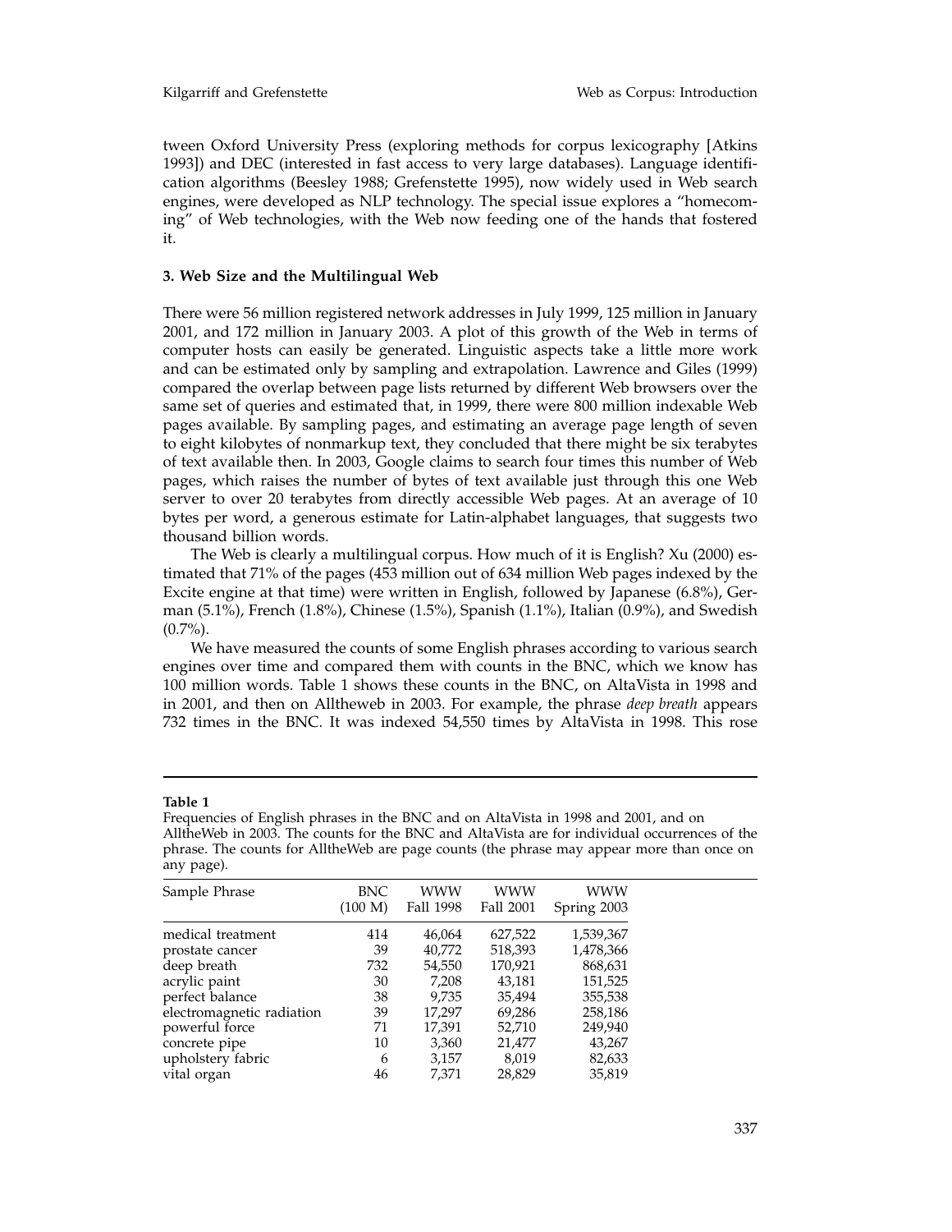tween Oxford University Press (exploring methods for corpus lexicography [Atkins 1993]) and DEC (interested in fast access to very large databases). Language identification algorithms (Beesley 1988; Grefenstette 1995), now widely used in Web search engines, were developed as NLP technology. The special issue explores a "homecoming" of Web technologies, with the Web now feeding one of the hands that fostered it.

### 3. Web Size and the Multilingual Web

There were 56 million registered network addresses in July 1999, 125 million in January 2001, and 172 million in January 2003. A plot of this growth of the Web in terms of computer hosts can easily be generated. Linguistic aspects take a little more work and can be estimated only by sampling and extrapolation. Lawrence and Giles (1999) compared the overlap between page lists returned by different Web browsers over the same set of queries and estimated that, in 1999, there were 800 million indexable Web pages available. By sampling pages, and estimating an average page length of seven to eight kilobytes of nonmarkup text, they concluded that there might be six terabytes of text available then. In 2003, Google claims to search four times this number of Web pages, which raises the number of bytes of text available just through this one Web server to over 20 terabytes from directly accessible Web pages. At an average of 10 bytes per word, a generous estimate for Latin-alphabet languages, that suggests two thousand billion words.

The Web is clearly a multilingual corpus. How much of it is English? Xu (2000) estimated that 71% of the pages (453 million out of 634 million Web pages indexed by the Excite engine at that time) were written in English, followed by Japanese (6.8%), German (5.1%), French (1.8%), Chinese (1.5%), Spanish (1.1%), Italian (0.9%), and Swedish (0.7%).

We have measured the counts of some English phrases according to various search engines over time and compared them with counts in the BNC, which we know has 100 million words. Table 1 shows these counts in the BNC, on AltaVista in 1998 and in 2001, and then on Alltheweb in 2003. For example, the phrase *deep breath* appears 732 times in the BNC. It was indexed 54,550 times by AltaVista in 1998. This rose

**Table 1**
Frequencies of English phrases in the BNC and on AltaVista in 1998 and 2001, and on AlltheWeb in 2003. The counts for the BNC and AltaVista are for individual occurrences of the phrase. The counts for AlltheWeb are page counts (the phrase may appear more than once on any page).

| Sample Phrase | BNC (100 M) | WWW Fall 1998 | WWW Fall 2001 | WWW Spring 2003 |
|---|---|---|---|---|
| medical treatment | 414 | 46,064 | 627,522 | 1,539,367 |
| prostate cancer | 39 | 40,772 | 518,393 | 1,478,366 |
| deep breath | 732 | 54,550 | 170,921 | 868,631 |
| acrylic paint | 30 | 7,208 | 43,181 | 151,525 |
| perfect balance | 38 | 9,735 | 35,494 | 355,538 |
| electromagnetic radiation | 39 | 17,297 | 69,286 | 258,186 |
| powerful force | 71 | 17,391 | 52,710 | 249,940 |
| concrete pipe | 10 | 3,360 | 21,477 | 43,267 |
| upholstery fabric | 6 | 3,157 | 8,019 | 82,633 |
| vital organ | 46 | 7,371 | 28,829 | 35,819 |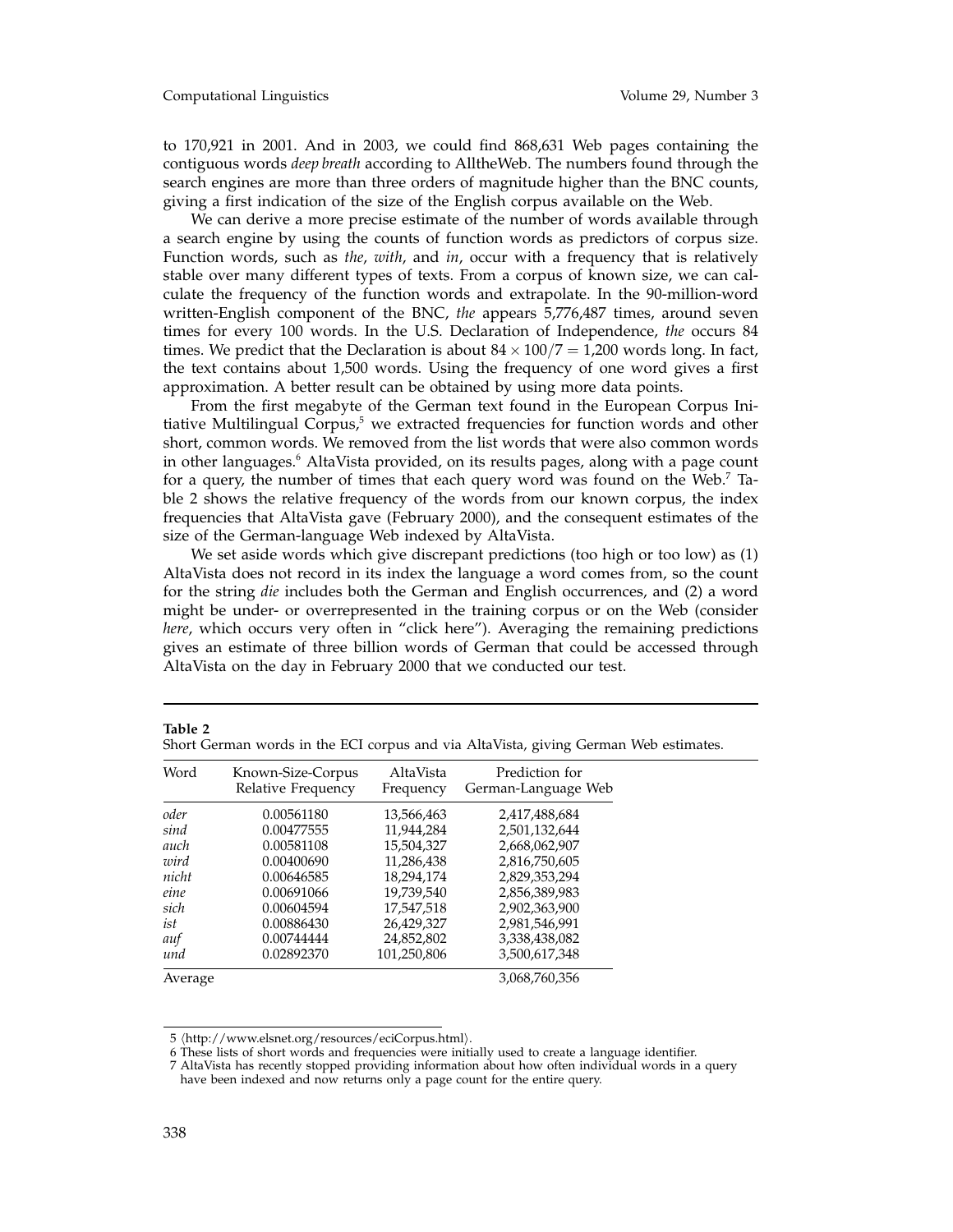to 170,921 in 2001. And in 2003, we could find 868,631 Web pages containing the contiguous words *deep breath* according to AlltheWeb. The numbers found through the search engines are more than three orders of magnitude higher than the BNC counts, giving a first indication of the size of the English corpus available on the Web.

We can derive a more precise estimate of the number of words available through a search engine by using the counts of function words as predictors of corpus size. Function words, such as *the*, *with*, and *in*, occur with a frequency that is relatively stable over many different types of texts. From a corpus of known size, we can calculate the frequency of the function words and extrapolate. In the 90-million-word written-English component of the BNC, *the* appears 5,776,487 times, around seven times for every 100 words. In the U.S. Declaration of Independence, *the* occurs 84 times. We predict that the Declaration is about $84 \times 100/7 = 1{,}200$ words long. In fact, the text contains about 1,500 words. Using the frequency of one word gives a first approximation. A better result can be obtained by using more data points.

From the first megabyte of the German text found in the European Corpus Initiative Multilingual Corpus,[5] we extracted frequencies for function words and other short, common words. We removed from the list words that were also common words in other languages.[6] AltaVista provided, on its results pages, along with a page count for a query, the number of times that each query word was found on the Web.[7] Table 2 shows the relative frequency of the words from our known corpus, the index frequencies that AltaVista gave (February 2000), and the consequent estimates of the size of the German-language Web indexed by AltaVista.

We set aside words which give discrepant predictions (too high or too low) as (1) AltaVista does not record in its index the language a word comes from, so the count for the string *die* includes both the German and English occurrences, and (2) a word might be under- or overrepresented in the training corpus or on the Web (consider *here*, which occurs very often in "click here"). Averaging the remaining predictions gives an estimate of three billion words of German that could be accessed through AltaVista on the day in February 2000 that we conducted our test.

**Table 2**
Short German words in the ECI corpus and via AltaVista, giving German Web estimates.

| Word | Known-Size-Corpus Relative Frequency | AltaVista Frequency | Prediction for German-Language Web |
|---|---|---|---|
| *oder* | 0.00561180 | 13,566,463 | 2,417,488,684 |
| *sind* | 0.00477555 | 11,944,284 | 2,501,132,644 |
| *auch* | 0.00581108 | 15,504,327 | 2,668,062,907 |
| *wird* | 0.00400690 | 11,286,438 | 2,816,750,605 |
| *nicht* | 0.00646585 | 18,294,174 | 2,829,353,294 |
| *eine* | 0.00691066 | 19,739,540 | 2,856,389,983 |
| *sich* | 0.00604594 | 17,547,518 | 2,902,363,900 |
| *ist* | 0.00886430 | 26,429,327 | 2,981,546,991 |
| *auf* | 0.00744444 | 24,852,802 | 3,338,438,082 |
| *und* | 0.02892370 | 101,250,806 | 3,500,617,348 |
| Average | | | 3,068,760,356 |

5 ⟨http://www.elsnet.org/resources/eciCorpus.html⟩.

6 These lists of short words and frequencies were initially used to create a language identifier.

7 AltaVista has recently stopped providing information about how often individual words in a query have been indexed and now returns only a page count for the entire query.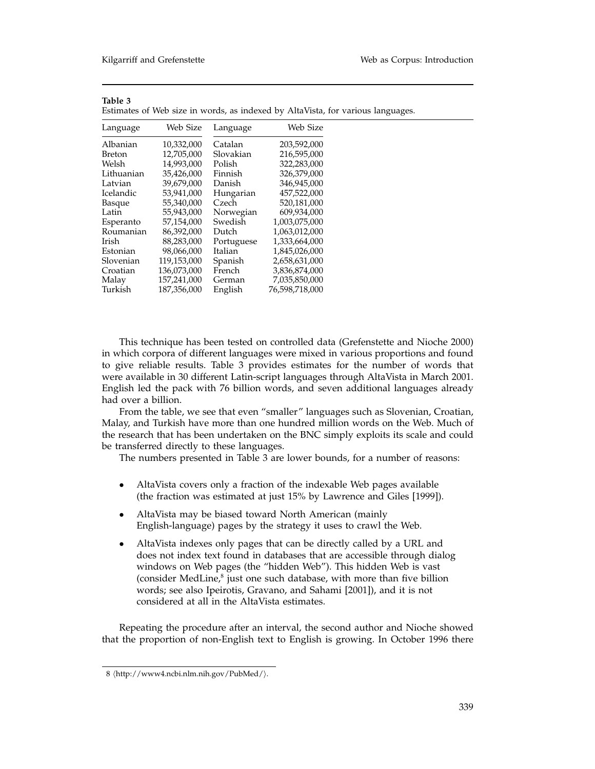**Table 3**
Estimates of Web size in words, as indexed by AltaVista, for various languages.

| Language | Web Size | Language | Web Size |
|---|---|---|---|
| Albanian | 10,332,000 | Catalan | 203,592,000 |
| Breton | 12,705,000 | Slovakian | 216,595,000 |
| Welsh | 14,993,000 | Polish | 322,283,000 |
| Lithuanian | 35,426,000 | Finnish | 326,379,000 |
| Latvian | 39,679,000 | Danish | 346,945,000 |
| Icelandic | 53,941,000 | Hungarian | 457,522,000 |
| Basque | 55,340,000 | Czech | 520,181,000 |
| Latin | 55,943,000 | Norwegian | 609,934,000 |
| Esperanto | 57,154,000 | Swedish | 1,003,075,000 |
| Roumanian | 86,392,000 | Dutch | 1,063,012,000 |
| Irish | 88,283,000 | Portuguese | 1,333,664,000 |
| Estonian | 98,066,000 | Italian | 1,845,026,000 |
| Slovenian | 119,153,000 | Spanish | 2,658,631,000 |
| Croatian | 136,073,000 | French | 3,836,874,000 |
| Malay | 157,241,000 | German | 7,035,850,000 |
| Turkish | 187,356,000 | English | 76,598,718,000 |

This technique has been tested on controlled data (Grefenstette and Nioche 2000) in which corpora of different languages were mixed in various proportions and found to give reliable results. Table 3 provides estimates for the number of words that were available in 30 different Latin-script languages through AltaVista in March 2001. English led the pack with 76 billion words, and seven additional languages already had over a billion.

From the table, we see that even "smaller" languages such as Slovenian, Croatian, Malay, and Turkish have more than one hundred million words on the Web. Much of the research that has been undertaken on the BNC simply exploits its scale and could be transferred directly to these languages.

The numbers presented in Table 3 are lower bounds, for a number of reasons:

- AltaVista covers only a fraction of the indexable Web pages available (the fraction was estimated at just 15% by Lawrence and Giles [1999]).
- AltaVista may be biased toward North American (mainly English-language) pages by the strategy it uses to crawl the Web.
- AltaVista indexes only pages that can be directly called by a URL and does not index text found in databases that are accessible through dialog windows on Web pages (the "hidden Web"). This hidden Web is vast (consider MedLine,[8] just one such database, with more than five billion words; see also Ipeirotis, Gravano, and Sahami [2001]), and it is not considered at all in the AltaVista estimates.

Repeating the procedure after an interval, the second author and Nioche showed that the proportion of non-English text to English is growing. In October 1996 there

8 ⟨http://www4.ncbi.nlm.nih.gov/PubMed/⟩.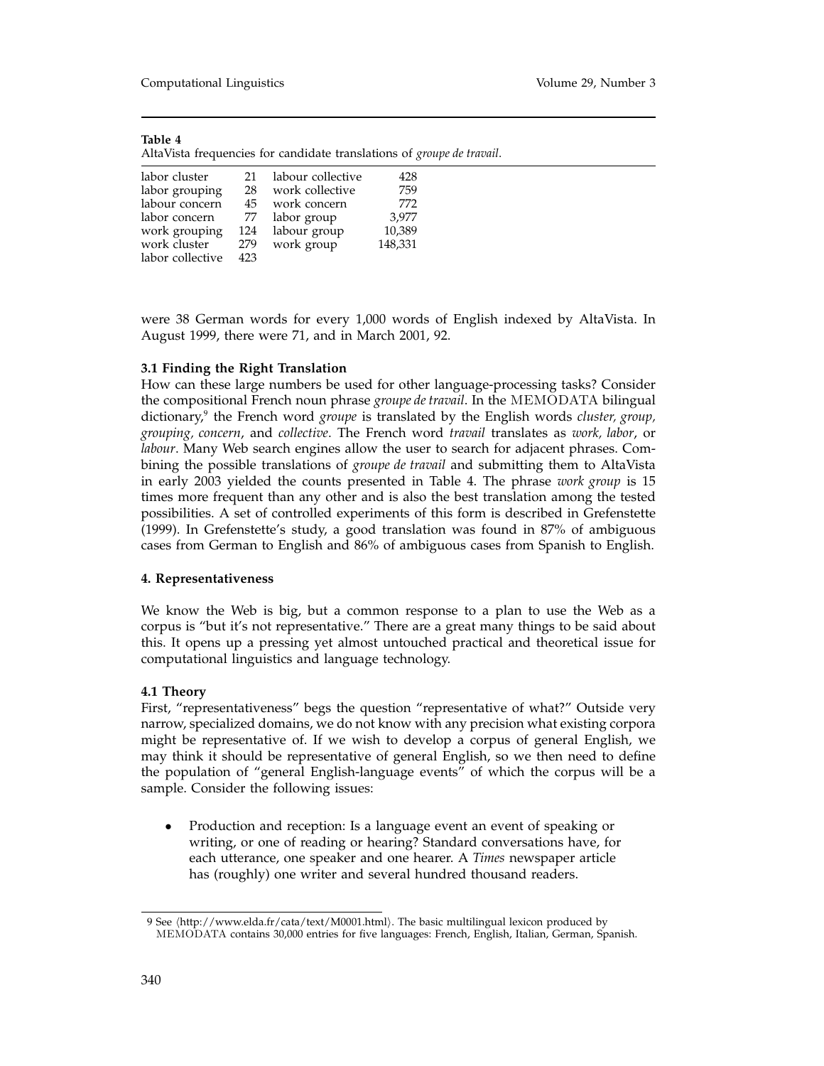**Table 4**
AltaVista frequencies for candidate translations of *groupe de travail*.

| | | | |
|---|---|---|---|
| labor cluster | 21 | labour collective | 428 |
| labor grouping | 28 | work collective | 759 |
| labour concern | 45 | work concern | 772 |
| labor concern | 77 | labor group | 3,977 |
| work grouping | 124 | labour group | 10,389 |
| work cluster | 279 | work group | 148,331 |
| labor collective | 423 | | |

were 38 German words for every 1,000 words of English indexed by AltaVista. In August 1999, there were 71, and in March 2001, 92.

### 3.1 Finding the Right Translation

How can these large numbers be used for other language-processing tasks? Consider the compositional French noun phrase *groupe de travail*. In the MEMODATA bilingual dictionary,[9] the French word *groupe* is translated by the English words *cluster, group, grouping, concern*, and *collective*. The French word *travail* translates as *work, labor*, or *labour*. Many Web search engines allow the user to search for adjacent phrases. Combining the possible translations of *groupe de travail* and submitting them to AltaVista in early 2003 yielded the counts presented in Table 4. The phrase *work group* is 15 times more frequent than any other and is also the best translation among the tested possibilities. A set of controlled experiments of this form is described in Grefenstette (1999). In Grefenstette's study, a good translation was found in 87% of ambiguous cases from German to English and 86% of ambiguous cases from Spanish to English.

## 4. Representativeness

We know the Web is big, but a common response to a plan to use the Web as a corpus is "but it's not representative." There are a great many things to be said about this. It opens up a pressing yet almost untouched practical and theoretical issue for computational linguistics and language technology.

### 4.1 Theory

First, "representativeness" begs the question "representative of what?" Outside very narrow, specialized domains, we do not know with any precision what existing corpora might be representative of. If we wish to develop a corpus of general English, we may think it should be representative of general English, so we then need to define the population of "general English-language events" of which the corpus will be a sample. Consider the following issues:

- Production and reception: Is a language event an event of speaking or writing, or one of reading or hearing? Standard conversations have, for each utterance, one speaker and one hearer. A *Times* newspaper article has (roughly) one writer and several hundred thousand readers.

---

9 See ⟨http://www.elda.fr/cata/text/M0001.html⟩. The basic multilingual lexicon produced by MEMODATA contains 30,000 entries for five languages: French, English, Italian, German, Spanish.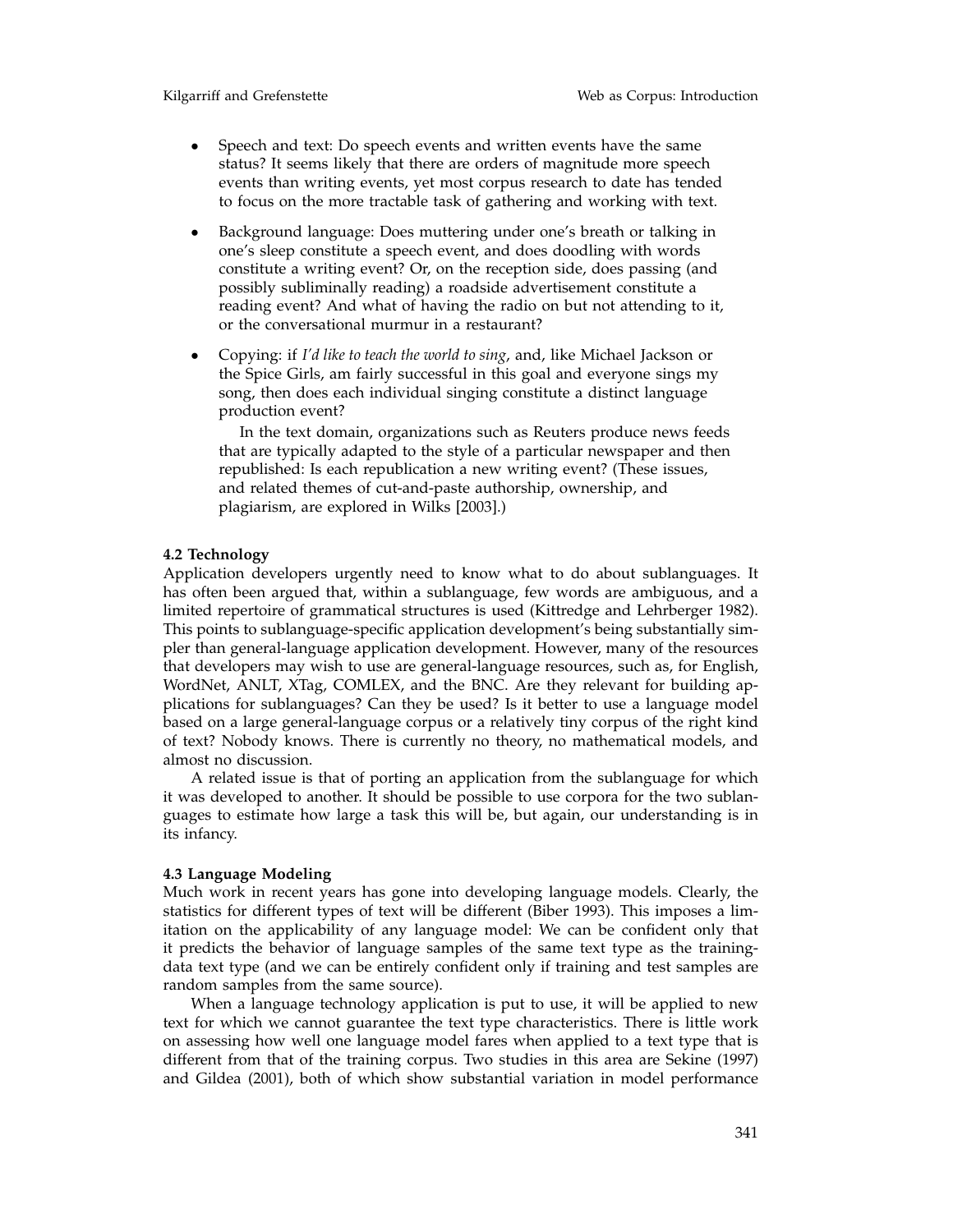- Speech and text: Do speech events and written events have the same status? It seems likely that there are orders of magnitude more speech events than writing events, yet most corpus research to date has tended to focus on the more tractable task of gathering and working with text.

- Background language: Does muttering under one's breath or talking in one's sleep constitute a speech event, and does doodling with words constitute a writing event? Or, on the reception side, does passing (and possibly subliminally reading) a roadside advertisement constitute a reading event? And what of having the radio on but not attending to it, or the conversational murmur in a restaurant?

- Copying: if *I'd like to teach the world to sing*, and, like Michael Jackson or the Spice Girls, am fairly successful in this goal and everyone sings my song, then does each individual singing constitute a distinct language production event?

  In the text domain, organizations such as Reuters produce news feeds that are typically adapted to the style of a particular newspaper and then republished: Is each republication a new writing event? (These issues, and related themes of cut-and-paste authorship, ownership, and plagiarism, are explored in Wilks [2003].)

#### 4.2 Technology

Application developers urgently need to know what to do about sublanguages. It has often been argued that, within a sublanguage, few words are ambiguous, and a limited repertoire of grammatical structures is used (Kittredge and Lehrberger 1982). This points to sublanguage-specific application development's being substantially simpler than general-language application development. However, many of the resources that developers may wish to use are general-language resources, such as, for English, WordNet, ANLT, XTag, COMLEX, and the BNC. Are they relevant for building applications for sublanguages? Can they be used? Is it better to use a language model based on a large general-language corpus or a relatively tiny corpus of the right kind of text? Nobody knows. There is currently no theory, no mathematical models, and almost no discussion.

A related issue is that of porting an application from the sublanguage for which it was developed to another. It should be possible to use corpora for the two sublanguages to estimate how large a task this will be, but again, our understanding is in its infancy.

#### 4.3 Language Modeling

Much work in recent years has gone into developing language models. Clearly, the statistics for different types of text will be different (Biber 1993). This imposes a limitation on the applicability of any language model: We can be confident only that it predicts the behavior of language samples of the same text type as the training-data text type (and we can be entirely confident only if training and test samples are random samples from the same source).

When a language technology application is put to use, it will be applied to new text for which we cannot guarantee the text type characteristics. There is little work on assessing how well one language model fares when applied to a text type that is different from that of the training corpus. Two studies in this area are Sekine (1997) and Gildea (2001), both of which show substantial variation in model performance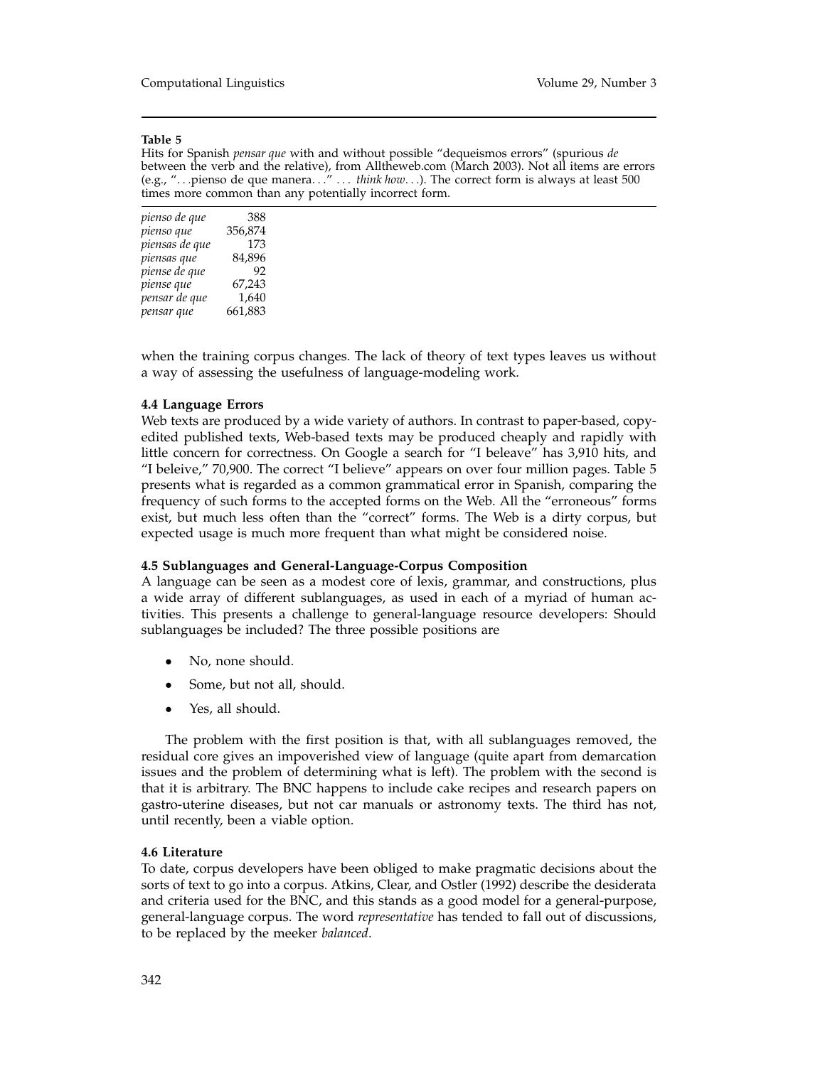**Table 5**

Hits for Spanish *pensar que* with and without possible "dequeismos errors" (spurious *de* between the verb and the relative), from Alltheweb.com (March 2003). Not all items are errors (e.g., "…pienso de que manera…" … *think how*…). The correct form is always at least 500 times more common than any potentially incorrect form.

| | |
|---|---|
| *pienso de que* | 388 |
| *pienso que* | 356,874 |
| *piensas de que* | 173 |
| *piensas que* | 84,896 |
| *piense de que* | 92 |
| *piense que* | 67,243 |
| *pensar de que* | 1,640 |
| *pensar que* | 661,883 |

when the training corpus changes. The lack of theory of text types leaves us without a way of assessing the usefulness of language-modeling work.

### 4.4 Language Errors

Web texts are produced by a wide variety of authors. In contrast to paper-based, copy-edited published texts, Web-based texts may be produced cheaply and rapidly with little concern for correctness. On Google a search for "I beleave" has 3,910 hits, and "I beleive," 70,900. The correct "I believe" appears on over four million pages. Table 5 presents what is regarded as a common grammatical error in Spanish, comparing the frequency of such forms to the accepted forms on the Web. All the "erroneous" forms exist, but much less often than the "correct" forms. The Web is a dirty corpus, but expected usage is much more frequent than what might be considered noise.

### 4.5 Sublanguages and General-Language-Corpus Composition

A language can be seen as a modest core of lexis, grammar, and constructions, plus a wide array of different sublanguages, as used in each of a myriad of human activities. This presents a challenge to general-language resource developers: Should sublanguages be included? The three possible positions are

- No, none should.
- Some, but not all, should.
- Yes, all should.

The problem with the first position is that, with all sublanguages removed, the residual core gives an impoverished view of language (quite apart from demarcation issues and the problem of determining what is left). The problem with the second is that it is arbitrary. The BNC happens to include cake recipes and research papers on gastro-uterine diseases, but not car manuals or astronomy texts. The third has not, until recently, been a viable option.

### 4.6 Literature

To date, corpus developers have been obliged to make pragmatic decisions about the sorts of text to go into a corpus. Atkins, Clear, and Ostler (1992) describe the desiderata and criteria used for the BNC, and this stands as a good model for a general-purpose, general-language corpus. The word *representative* has tended to fall out of discussions, to be replaced by the meeker *balanced*.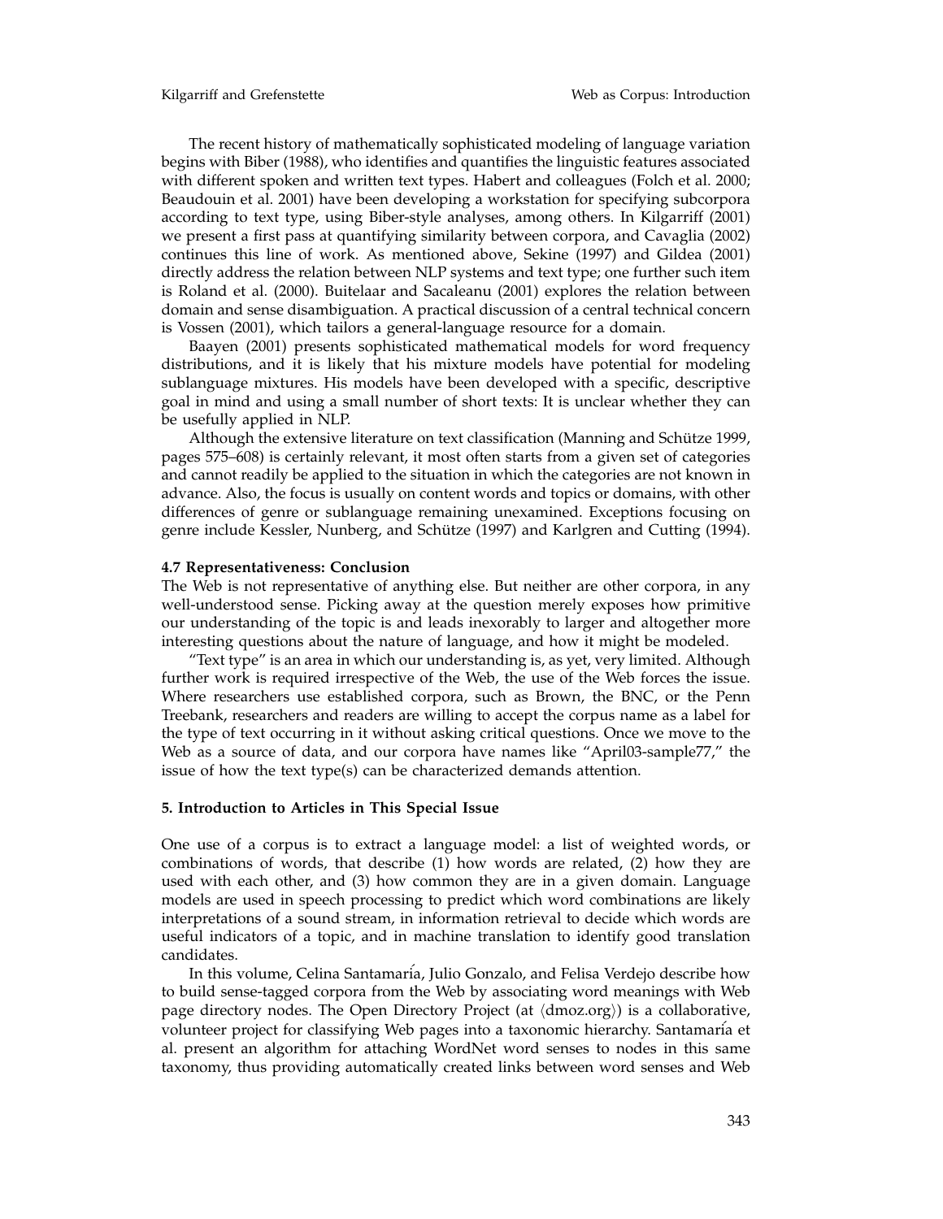The recent history of mathematically sophisticated modeling of language variation begins with Biber (1988), who identifies and quantifies the linguistic features associated with different spoken and written text types. Habert and colleagues (Folch et al. 2000; Beaudouin et al. 2001) have been developing a workstation for specifying subcorpora according to text type, using Biber-style analyses, among others. In Kilgarriff (2001) we present a first pass at quantifying similarity between corpora, and Cavaglia (2002) continues this line of work. As mentioned above, Sekine (1997) and Gildea (2001) directly address the relation between NLP systems and text type; one further such item is Roland et al. (2000). Buitelaar and Sacaleanu (2001) explores the relation between domain and sense disambiguation. A practical discussion of a central technical concern is Vossen (2001), which tailors a general-language resource for a domain.

Baayen (2001) presents sophisticated mathematical models for word frequency distributions, and it is likely that his mixture models have potential for modeling sublanguage mixtures. His models have been developed with a specific, descriptive goal in mind and using a small number of short texts: It is unclear whether they can be usefully applied in NLP.

Although the extensive literature on text classification (Manning and Schütze 1999, pages 575–608) is certainly relevant, it most often starts from a given set of categories and cannot readily be applied to the situation in which the categories are not known in advance. Also, the focus is usually on content words and topics or domains, with other differences of genre or sublanguage remaining unexamined. Exceptions focusing on genre include Kessler, Nunberg, and Schütze (1997) and Karlgren and Cutting (1994).

### 4.7 Representativeness: Conclusion

The Web is not representative of anything else. But neither are other corpora, in any well-understood sense. Picking away at the question merely exposes how primitive our understanding of the topic is and leads inexorably to larger and altogether more interesting questions about the nature of language, and how it might be modeled.

"Text type" is an area in which our understanding is, as yet, very limited. Although further work is required irrespective of the Web, the use of the Web forces the issue. Where researchers use established corpora, such as Brown, the BNC, or the Penn Treebank, researchers and readers are willing to accept the corpus name as a label for the type of text occurring in it without asking critical questions. Once we move to the Web as a source of data, and our corpora have names like "April03-sample77," the issue of how the text type(s) can be characterized demands attention.

## 5. Introduction to Articles in This Special Issue

One use of a corpus is to extract a language model: a list of weighted words, or combinations of words, that describe (1) how words are related, (2) how they are used with each other, and (3) how common they are in a given domain. Language models are used in speech processing to predict which word combinations are likely interpretations of a sound stream, in information retrieval to decide which words are useful indicators of a topic, and in machine translation to identify good translation candidates.

In this volume, Celina Santamaría, Julio Gonzalo, and Felisa Verdejo describe how to build sense-tagged corpora from the Web by associating word meanings with Web page directory nodes. The Open Directory Project (at ⟨dmoz.org⟩) is a collaborative, volunteer project for classifying Web pages into a taxonomic hierarchy. Santamaría et al. present an algorithm for attaching WordNet word senses to nodes in this same taxonomy, thus providing automatically created links between word senses and Web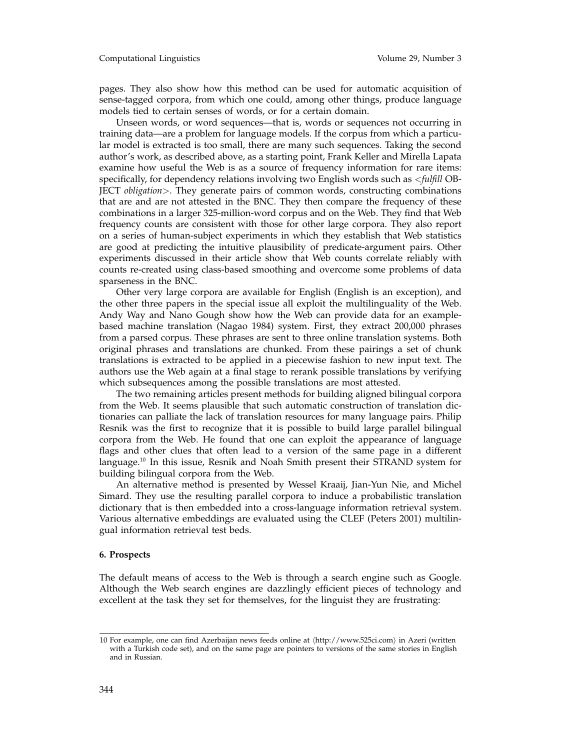pages. They also show how this method can be used for automatic acquisition of sense-tagged corpora, from which one could, among other things, produce language models tied to certain senses of words, or for a certain domain.

Unseen words, or word sequences—that is, words or sequences not occurring in training data—are a problem for language models. If the corpus from which a particular model is extracted is too small, there are many such sequences. Taking the second author's work, as described above, as a starting point, Frank Keller and Mirella Lapata examine how useful the Web is as a source of frequency information for rare items: specifically, for dependency relations involving two English words such as <*fulfill* OBJECT *obligation*>. They generate pairs of common words, constructing combinations that are and are not attested in the BNC. They then compare the frequency of these combinations in a larger 325-million-word corpus and on the Web. They find that Web frequency counts are consistent with those for other large corpora. They also report on a series of human-subject experiments in which they establish that Web statistics are good at predicting the intuitive plausibility of predicate-argument pairs. Other experiments discussed in their article show that Web counts correlate reliably with counts re-created using class-based smoothing and overcome some problems of data sparseness in the BNC.

Other very large corpora are available for English (English is an exception), and the other three papers in the special issue all exploit the multilinguality of the Web. Andy Way and Nano Gough show how the Web can provide data for an example-based machine translation (Nagao 1984) system. First, they extract 200,000 phrases from a parsed corpus. These phrases are sent to three online translation systems. Both original phrases and translations are chunked. From these pairings a set of chunk translations is extracted to be applied in a piecewise fashion to new input text. The authors use the Web again at a final stage to rerank possible translations by verifying which subsequences among the possible translations are most attested.

The two remaining articles present methods for building aligned bilingual corpora from the Web. It seems plausible that such automatic construction of translation dictionaries can palliate the lack of translation resources for many language pairs. Philip Resnik was the first to recognize that it is possible to build large parallel bilingual corpora from the Web. He found that one can exploit the appearance of language flags and other clues that often lead to a version of the same page in a different language.[10] In this issue, Resnik and Noah Smith present their STRAND system for building bilingual corpora from the Web.

An alternative method is presented by Wessel Kraaij, Jian-Yun Nie, and Michel Simard. They use the resulting parallel corpora to induce a probabilistic translation dictionary that is then embedded into a cross-language information retrieval system. Various alternative embeddings are evaluated using the CLEF (Peters 2001) multilingual information retrieval test beds.

#### 6. Prospects

The default means of access to the Web is through a search engine such as Google. Although the Web search engines are dazzlingly efficient pieces of technology and excellent at the task they set for themselves, for the linguist they are frustrating:

---

10 For example, one can find Azerbaijan news feeds online at ⟨http://www.525ci.com⟩ in Azeri (written with a Turkish code set), and on the same page are pointers to versions of the same stories in English and in Russian.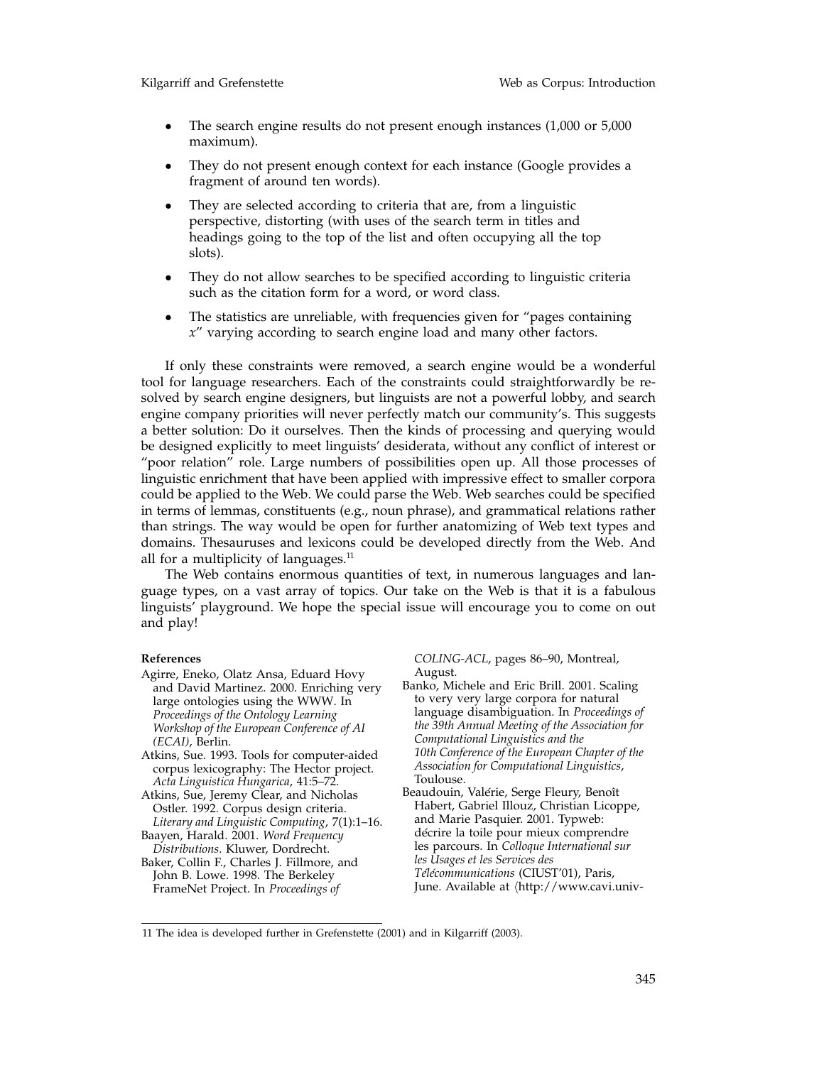- The search engine results do not present enough instances (1,000 or 5,000 maximum).
- They do not present enough context for each instance (Google provides a fragment of around ten words).
- They are selected according to criteria that are, from a linguistic perspective, distorting (with uses of the search term in titles and headings going to the top of the list and often occupying all the top slots).
- They do not allow searches to be specified according to linguistic criteria such as the citation form for a word, or word class.
- The statistics are unreliable, with frequencies given for "pages containing *x*" varying according to search engine load and many other factors.

If only these constraints were removed, a search engine would be a wonderful tool for language researchers. Each of the constraints could straightforwardly be resolved by search engine designers, but linguists are not a powerful lobby, and search engine company priorities will never perfectly match our community's. This suggests a better solution: Do it ourselves. Then the kinds of processing and querying would be designed explicitly to meet linguists' desiderata, without any conflict of interest or "poor relation" role. Large numbers of possibilities open up. All those processes of linguistic enrichment that have been applied with impressive effect to smaller corpora could be applied to the Web. We could parse the Web. Web searches could be specified in terms of lemmas, constituents (e.g., noun phrase), and grammatical relations rather than strings. The way would be open for further anatomizing of Web text types and domains. Thesauruses and lexicons could be developed directly from the Web. And all for a multiplicity of languages.[11]

The Web contains enormous quantities of text, in numerous languages and language types, on a vast array of topics. Our take on the Web is that it is a fabulous linguists' playground. We hope the special issue will encourage you to come on out and play!

**References**

Agirre, Eneko, Olatz Ansa, Eduard Hovy and David Martinez. 2000. Enriching very large ontologies using the WWW. In *Proceedings of the Ontology Learning Workshop of the European Conference of AI (ECAI)*, Berlin.

Atkins, Sue. 1993. Tools for computer-aided corpus lexicography: The Hector project. *Acta Linguistica Hungarica*, 41:5–72.

Atkins, Sue, Jeremy Clear, and Nicholas Ostler. 1992. Corpus design criteria. *Literary and Linguistic Computing*, 7(1):1–16.

Baayen, Harald. 2001. *Word Frequency Distributions*. Kluwer, Dordrecht.

Baker, Collin F., Charles J. Fillmore, and John B. Lowe. 1998. The Berkeley FrameNet Project. In *Proceedings of COLING-ACL*, pages 86–90, Montreal, August.

Banko, Michele and Eric Brill. 2001. Scaling to very very large corpora for natural language disambiguation. In *Proceedings of the 39th Annual Meeting of the Association for Computational Linguistics and the 10th Conference of the European Chapter of the Association for Computational Linguistics*, Toulouse.

Beaudouin, Valérie, Serge Fleury, Benoît Habert, Gabriel Illouz, Christian Licoppe, and Marie Pasquier. 2001. Typweb: décrire la toile pour mieux comprendre les parcours. In *Colloque International sur les Usages et les Services des Télécommunications* (CIUST'01), Paris, June. Available at ⟨http://www.cavi.univ-

11 The idea is developed further in Grefenstette (2001) and in Kilgarriff (2003).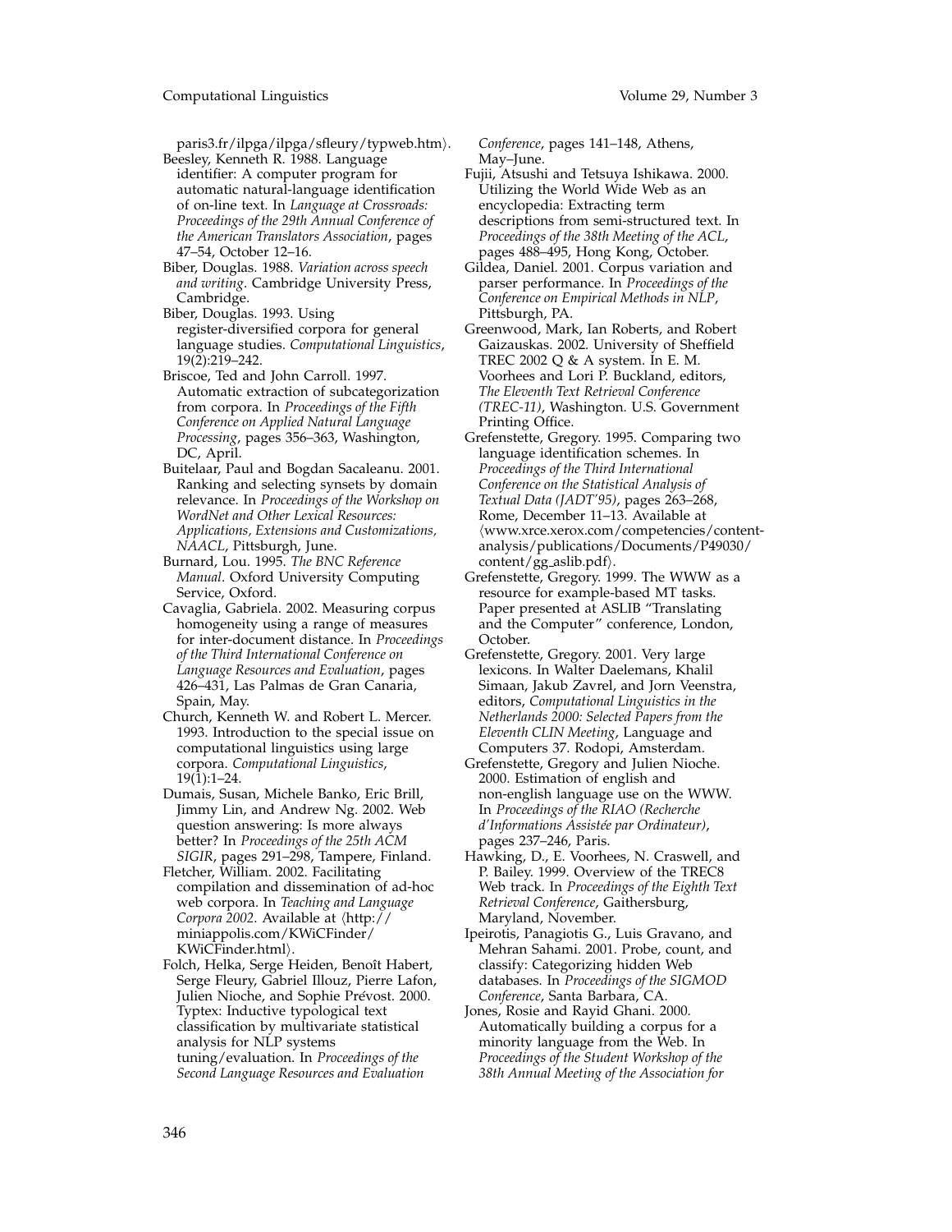paris3.fr/ilpga/ilpga/sfleury/typweb.htm⟩.

Beesley, Kenneth R. 1988. Language identifier: A computer program for automatic natural-language identification of on-line text. In *Language at Crossroads: Proceedings of the 29th Annual Conference of the American Translators Association*, pages 47–54, October 12–16.

Biber, Douglas. 1988. *Variation across speech and writing*. Cambridge University Press, Cambridge.

Biber, Douglas. 1993. Using register-diversified corpora for general language studies. *Computational Linguistics*, 19(2):219–242.

Briscoe, Ted and John Carroll. 1997. Automatic extraction of subcategorization from corpora. In *Proceedings of the Fifth Conference on Applied Natural Language Processing*, pages 356–363, Washington, DC, April.

Buitelaar, Paul and Bogdan Sacaleanu. 2001. Ranking and selecting synsets by domain relevance. In *Proceedings of the Workshop on WordNet and Other Lexical Resources: Applications, Extensions and Customizations, NAACL*, Pittsburgh, June.

Burnard, Lou. 1995. *The BNC Reference Manual*. Oxford University Computing Service, Oxford.

Cavaglia, Gabriela. 2002. Measuring corpus homogeneity using a range of measures for inter-document distance. In *Proceedings of the Third International Conference on Language Resources and Evaluation*, pages 426–431, Las Palmas de Gran Canaria, Spain, May.

Church, Kenneth W. and Robert L. Mercer. 1993. Introduction to the special issue on computational linguistics using large corpora. *Computational Linguistics*, 19(1):1–24.

Dumais, Susan, Michele Banko, Eric Brill, Jimmy Lin, and Andrew Ng. 2002. Web question answering: Is more always better? In *Proceedings of the 25th ACM SIGIR*, pages 291–298, Tampere, Finland.

Fletcher, William. 2002. Facilitating compilation and dissemination of ad-hoc web corpora. In *Teaching and Language Corpora 2002*. Available at ⟨http://miniappolis.com/KWiCFinder/KWiCFinder.html⟩.

Folch, Helka, Serge Heiden, Benoît Habert, Serge Fleury, Gabriel Illouz, Pierre Lafon, Julien Nioche, and Sophie Prévost. 2000. Typtex: Inductive typological text classification by multivariate statistical analysis for NLP systems tuning/evaluation. In *Proceedings of the Second Language Resources and Evaluation Conference*, pages 141–148, Athens, May–June.

Fujii, Atsushi and Tetsuya Ishikawa. 2000. Utilizing the World Wide Web as an encyclopedia: Extracting term descriptions from semi-structured text. In *Proceedings of the 38th Meeting of the ACL*, pages 488–495, Hong Kong, October.

Gildea, Daniel. 2001. Corpus variation and parser performance. In *Proceedings of the Conference on Empirical Methods in NLP*, Pittsburgh, PA.

Greenwood, Mark, Ian Roberts, and Robert Gaizauskas. 2002. University of Sheffield TREC 2002 Q & A system. In E. M. Voorhees and Lori P. Buckland, editors, *The Eleventh Text Retrieval Conference (TREC-11)*, Washington. U.S. Government Printing Office.

Grefenstette, Gregory. 1995. Comparing two language identification schemes. In *Proceedings of the Third International Conference on the Statistical Analysis of Textual Data (JADT'95)*, pages 263–268, Rome, December 11–13. Available at ⟨www.xrce.xerox.com/competencies/content-analysis/publications/Documents/P49030/content/gg_aslib.pdf⟩.

Grefenstette, Gregory. 1999. The WWW as a resource for example-based MT tasks. Paper presented at ASLIB "Translating and the Computer" conference, London, October.

Grefenstette, Gregory. 2001. Very large lexicons. In Walter Daelemans, Khalil Simaan, Jakub Zavrel, and Jorn Veenstra, editors, *Computational Linguistics in the Netherlands 2000: Selected Papers from the Eleventh CLIN Meeting*, Language and Computers 37. Rodopi, Amsterdam.

Grefenstette, Gregory and Julien Nioche. 2000. Estimation of english and non-english language use on the WWW. In *Proceedings of the RIAO (Recherche d'Informations Assistée par Ordinateur)*, pages 237–246, Paris.

Hawking, D., E. Voorhees, N. Craswell, and P. Bailey. 1999. Overview of the TREC8 Web track. In *Proceedings of the Eighth Text Retrieval Conference*, Gaithersburg, Maryland, November.

Ipeirotis, Panagiotis G., Luis Gravano, and Mehran Sahami. 2001. Probe, count, and classify: Categorizing hidden Web databases. In *Proceedings of the SIGMOD Conference*, Santa Barbara, CA.

Jones, Rosie and Rayid Ghani. 2000. Automatically building a corpus for a minority language from the Web. In *Proceedings of the Student Workshop of the 38th Annual Meeting of the Association for*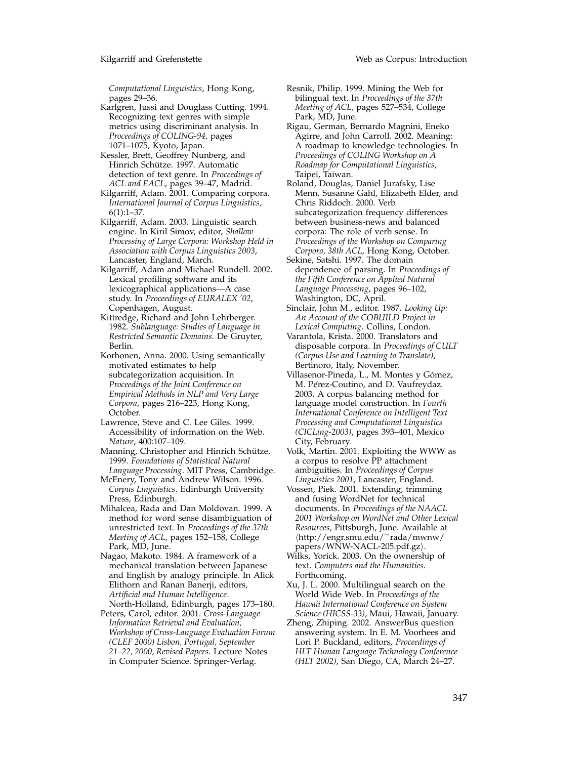*Computational Linguistics*, Hong Kong, pages 29–36.

Karlgren, Jussi and Douglass Cutting. 1994. Recognizing text genres with simple metrics using discriminant analysis. In *Proceedings of COLING-94*, pages 1071–1075, Kyoto, Japan.

Kessler, Brett, Geoffrey Nunberg, and Hinrich Schütze. 1997. Automatic detection of text genre. In *Proceedings of ACL and EACL*, pages 39–47, Madrid.

Kilgarriff, Adam. 2001. Comparing corpora. *International Journal of Corpus Linguistics*, 6(1):1–37.

Kilgarriff, Adam. 2003. Linguistic search engine. In Kiril Simov, editor, *Shallow Processing of Large Corpora: Workshop Held in Association with Corpus Linguistics 2003*, Lancaster, England, March.

Kilgarriff, Adam and Michael Rundell. 2002. Lexical profiling software and its lexicographical applications—A case study. In *Proceedings of EURALEX '02*, Copenhagen, August.

Kittredge, Richard and John Lehrberger. 1982. *Sublanguage: Studies of Language in Restricted Semantic Domains*. De Gruyter, Berlin.

Korhonen, Anna. 2000. Using semantically motivated estimates to help subcategorization acquisition. In *Proceedings of the Joint Conference on Empirical Methods in NLP and Very Large Corpora*, pages 216–223, Hong Kong, October.

Lawrence, Steve and C. Lee Giles. 1999. Accessibility of information on the Web. *Nature*, 400:107–109.

Manning, Christopher and Hinrich Schütze. 1999. *Foundations of Statistical Natural Language Processing*. MIT Press, Cambridge.

McEnery, Tony and Andrew Wilson. 1996. *Corpus Linguistics*. Edinburgh University Press, Edinburgh.

Mihalcea, Rada and Dan Moldovan. 1999. A method for word sense disambiguation of unrestricted text. In *Proceedings of the 37th Meeting of ACL*, pages 152–158, College Park, MD, June.

Nagao, Makoto. 1984. A framework of a mechanical translation between Japanese and English by analogy principle. In Alick Elithorn and Ranan Banerji, editors, *Artificial and Human Intelligence*. North-Holland, Edinburgh, pages 173–180.

Peters, Carol, editor. 2001. *Cross-Language Information Retrieval and Evaluation, Workshop of Cross-Language Evaluation Forum (CLEF 2000) Lisbon, Portugal, September 21–22, 2000, Revised Papers*. Lecture Notes in Computer Science. Springer-Verlag.

Resnik, Philip. 1999. Mining the Web for bilingual text. In *Proceedings of the 37th Meeting of ACL*, pages 527–534, College Park, MD, June.

Rigau, German, Bernardo Magnini, Eneko Agirre, and John Carroll. 2002. Meaning: A roadmap to knowledge technologies. In *Proceedings of COLING Workshop on A Roadmap for Computational Linguistics*, Taipei, Taiwan.

Roland, Douglas, Daniel Jurafsky, Lise Menn, Susanne Gahl, Elizabeth Elder, and Chris Riddoch. 2000. Verb subcategorization frequency differences between business-news and balanced corpora: The role of verb sense. In *Proceedings of the Workshop on Comparing Corpora, 38th ACL*, Hong Kong, October.

Sekine, Satshi. 1997. The domain dependence of parsing. In *Proceedings of the Fifth Conference on Applied Natural Language Processing*, pages 96–102, Washington, DC, April.

Sinclair, John M., editor. 1987. *Looking Up: An Account of the COBUILD Project in Lexical Computing*. Collins, London.

Varantola, Krista. 2000. Translators and disposable corpora. In *Proceedings of CULT (Corpus Use and Learning to Translate)*, Bertinoro, Italy, November.

Villasenor-Pineda, L., M. Montes y Gómez, M. Pérez-Coutino, and D. Vaufreydaz. 2003. A corpus balancing method for language model construction. In *Fourth International Conference on Intelligent Text Processing and Computational Linguistics (CICLing-2003)*, pages 393–401, Mexico City, February.

Volk, Martin. 2001. Exploiting the WWW as a corpus to resolve PP attachment ambiguities. In *Proceedings of Corpus Linguistics 2001*, Lancaster, England.

Vossen, Piek. 2001. Extending, trimming and fusing WordNet for technical documents. In *Proceedings of the NAACL 2001 Workshop on WordNet and Other Lexical Resources*, Pittsburgh, June. Available at ⟨http://engr.smu.edu/~rada/mwnw/papers/WNW-NACL-205.pdf.gz⟩.

Wilks, Yorick. 2003. On the ownership of text. *Computers and the Humanities*. Forthcoming.

Xu, J. L. 2000. Multilingual search on the World Wide Web. In *Proceedings of the Hawaii International Conference on System Science (HICSS-33)*, Maui, Hawaii, January.

Zheng, Zhiping. 2002. AnswerBus question answering system. In E. M. Voorhees and Lori P. Buckland, editors, *Proceedings of HLT Human Language Technology Conference (HLT 2002)*, San Diego, CA, March 24–27.